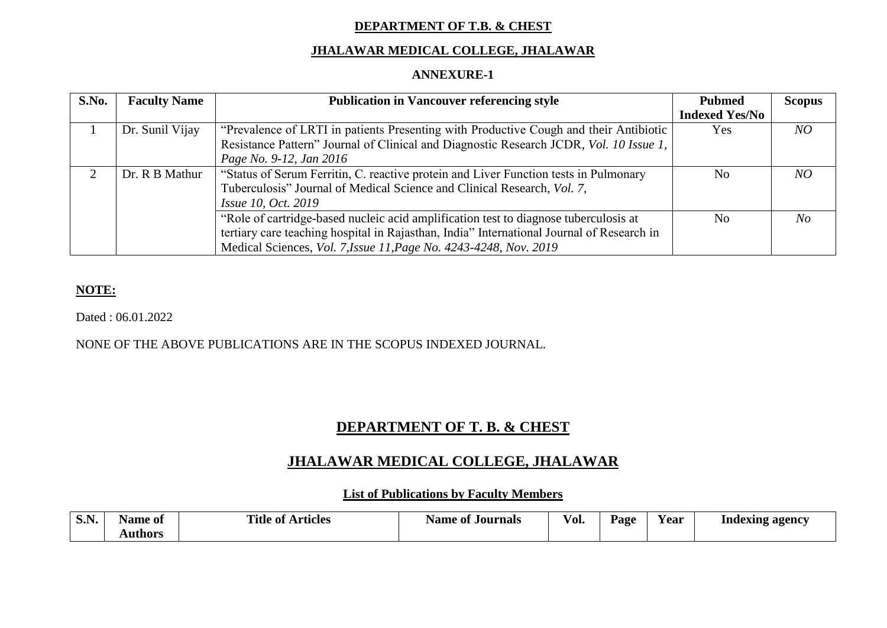**DEPARTMENT OF T.B. & CHEST**

**JHALAWAR MEDICAL COLLEGE, JHALAWAR**

**ANNEXURE-1**

| S.No. | Faculty Name | Publication in Vancouver referencing style | Pubmed Indexed Yes/No | Scopus |
|---|---|---|---|---|
| 1 | Dr. Sunil Vijay | "Prevalence of LRTI in patients Presenting with Productive Cough and their Antibiotic Resistance Pattern" Journal of Clinical and Diagnostic Research JCDR, *Vol. 10 Issue 1, Page No. 9-12, Jan 2016* | Yes | *NO* |
| 2 | Dr. R B Mathur | "Status of Serum Ferritin, C. reactive protein and Liver Function tests in Pulmonary Tuberculosis" Journal of Medical Science and Clinical Research, *Vol. 7, Issue 10, Oct. 2019* | No | *NO* |
| | | "Role of cartridge-based nucleic acid amplification test to diagnose tuberculosis at tertiary care teaching hospital in Rajasthan, India" International Journal of Research in Medical Sciences, *Vol. 7,Issue 11,Page No. 4243-4248, Nov. 2019* | No | *No* |

**NOTE:**

Dated : 06.01.2022

NONE OF THE ABOVE PUBLICATIONS ARE IN THE SCOPUS INDEXED JOURNAL.

## DEPARTMENT OF T. B. & CHEST

## JHALAWAR MEDICAL COLLEGE, JHALAWAR

### List of Publications by Faculty Members

| S.N. | Name of Authors | Title of Articles | Name of Journals | Vol. | Page | Year | Indexing agency |
|---|---|---|---|---|---|---|---|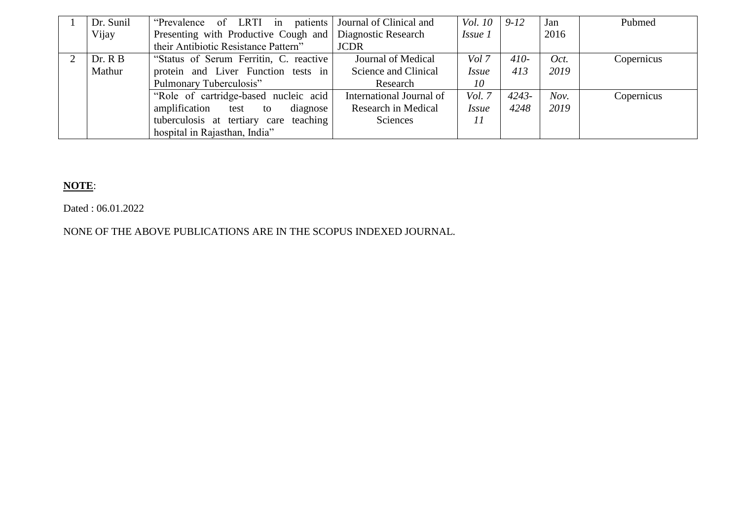| | | | | | | | |
|---|---|---|---|---|---|---|---|
| 1 | Dr. Sunil Vijay | "Prevalence of LRTI in patients Presenting with Productive Cough and their Antibiotic Resistance Pattern" | Journal of Clinical and Diagnostic Research JCDR | *Vol. 10 Issue 1* | *9-12* | Jan 2016 | Pubmed |
| 2 | Dr. R B Mathur | "Status of Serum Ferritin, C. reactive protein and Liver Function tests in Pulmonary Tuberculosis" | Journal of Medical Science and Clinical Research | *Vol 7 Issue 10* | *410-413* | *Oct. 2019* | Copernicus |
| | | "Role of cartridge-based nucleic acid amplification test to diagnose tuberculosis at tertiary care teaching hospital in Rajasthan, India" | International Journal of Research in Medical Sciences | *Vol. 7 Issue 11* | *4243-4248* | *Nov. 2019* | Copernicus |

**NOTE**:

Dated : 06.01.2022

NONE OF THE ABOVE PUBLICATIONS ARE IN THE SCOPUS INDEXED JOURNAL.